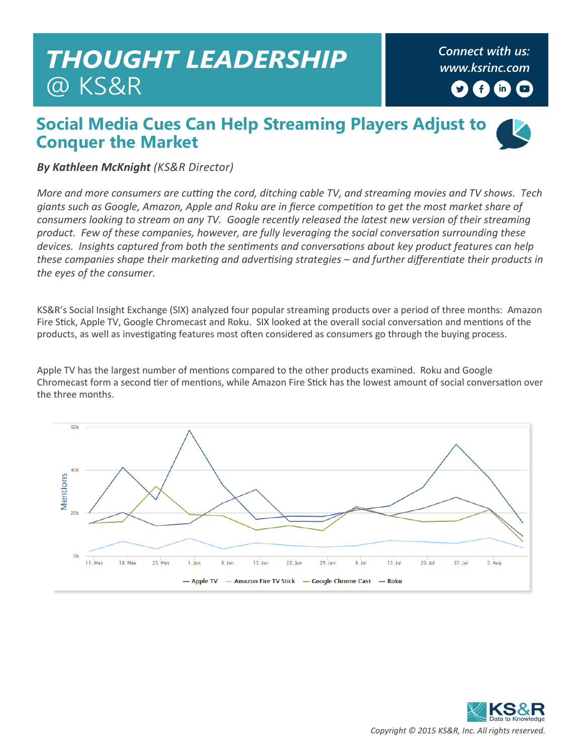# THOUGHT LEADERSHIP @ KS&R

*Connect with us:*
*www.ksrinc.com*

## Social Media Cues Can Help Streaming Players Adjust to Conquer the Market

***By Kathleen McKnight** (KS&R Director)*

*More and more consumers are cutting the cord, ditching cable TV, and streaming movies and TV shows. Tech giants such as Google, Amazon, Apple and Roku are in fierce competition to get the most market share of consumers looking to stream on any TV. Google recently released the latest new version of their streaming product. Few of these companies, however, are fully leveraging the social conversation surrounding these devices. Insights captured from both the sentiments and conversations about key product features can help these companies shape their marketing and advertising strategies – and further differentiate their products in the eyes of the consumer.*

KS&R's Social Insight Exchange (SIX) analyzed four popular streaming products over a period of three months: Amazon Fire Stick, Apple TV, Google Chromecast and Roku. SIX looked at the overall social conversation and mentions of the products, as well as investigating features most often considered as consumers go through the buying process.

Apple TV has the largest number of mentions compared to the other products examined. Roku and Google Chromecast form a second tier of mentions, while Amazon Fire Stick has the lowest amount of social conversation over the three months.

Copyright © 2015 KS&R, Inc. All rights reserved.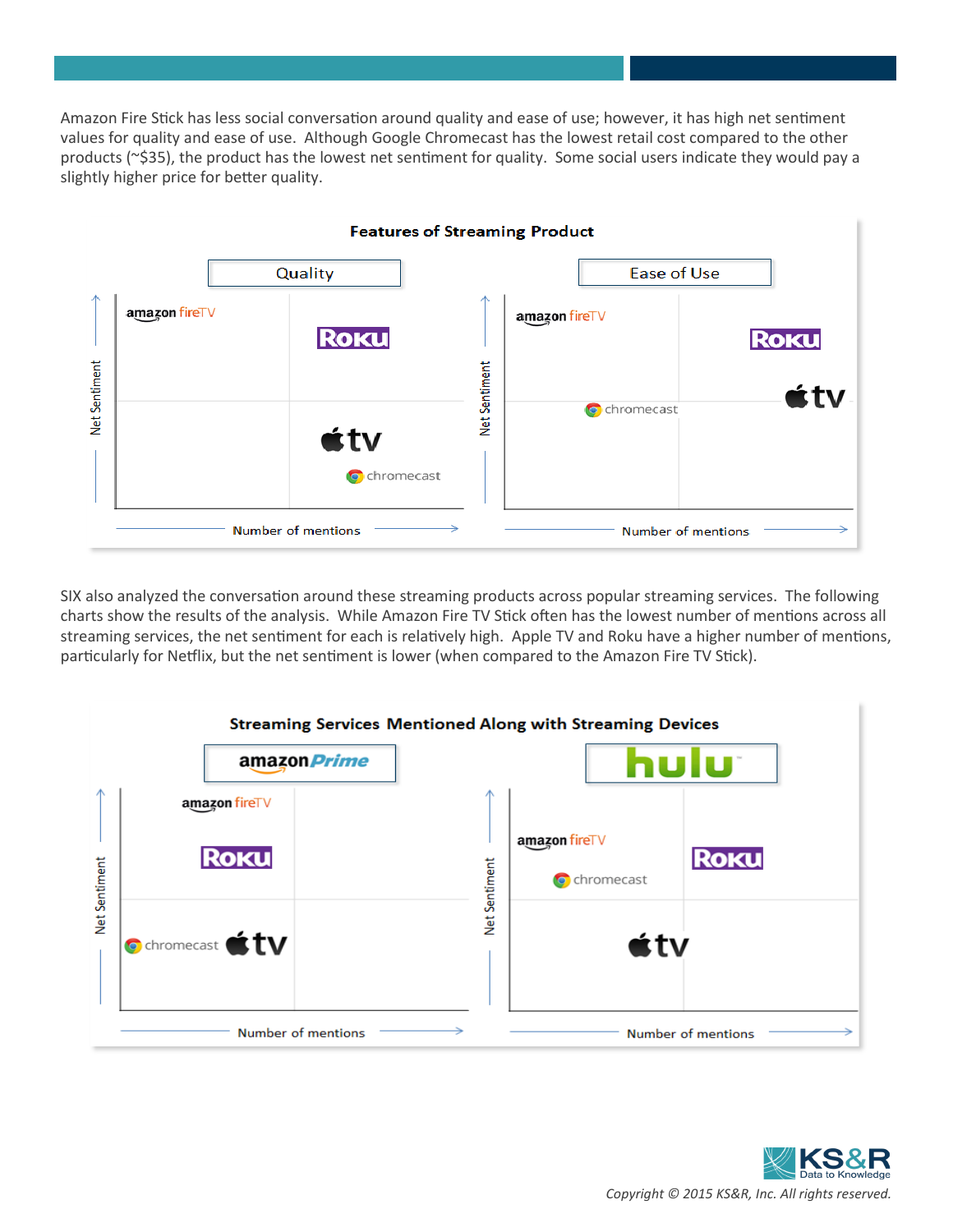Amazon Fire Stick has less social conversation around quality and ease of use; however, it has high net sentiment values for quality and ease of use. Although Google Chromecast has the lowest retail cost compared to the other products (~$35), the product has the lowest net sentiment for quality. Some social users indicate they would pay a slightly higher price for better quality.

**Features of Streaming Product**

Quality

Ease of Use

Net Sentiment

Number of mentions

amazon fireTV

ROKU

tv

chromecast

SIX also analyzed the conversation around these streaming products across popular streaming services. The following charts show the results of the analysis. While Amazon Fire TV Stick often has the lowest number of mentions across all streaming services, the net sentiment for each is relatively high. Apple TV and Roku have a higher number of mentions, particularly for Netflix, but the net sentiment is lower (when compared to the Amazon Fire TV Stick).

**Streaming Services Mentioned Along with Streaming Devices**

amazon Prime

hulu

Net Sentiment

Number of mentions

amazon fireTV

ROKU

chromecast

tv

*Copyright © 2015 KS&R, Inc. All rights reserved.*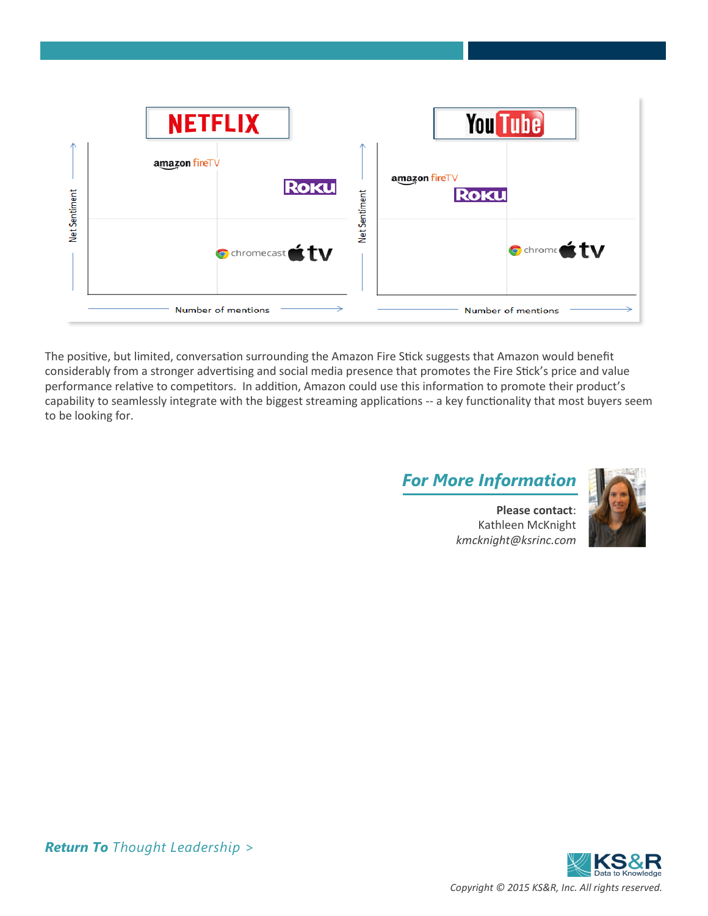NETFLIX

Net Sentiment

Number of mentions

amazon fireTV

ROKU

chromecast

tv

YouTube

Net Sentiment

Number of mentions

amazon fireTV

ROKU

chrome

tv

The positive, but limited, conversation surrounding the Amazon Fire Stick suggests that Amazon would benefit considerably from a stronger advertising and social media presence that promotes the Fire Stick's price and value performance relative to competitors. In addition, Amazon could use this information to promote their product's capability to seamlessly integrate with the biggest streaming applications -- a key functionality that most buyers seem to be looking for.

## *For More Information*

**Please contact**:
Kathleen McKnight
*kmcknight@ksrinc.com*

***Return To*** *Thought Leadership >*

KS&R Data to Knowledge

*Copyright © 2015 KS&R, Inc. All rights reserved.*